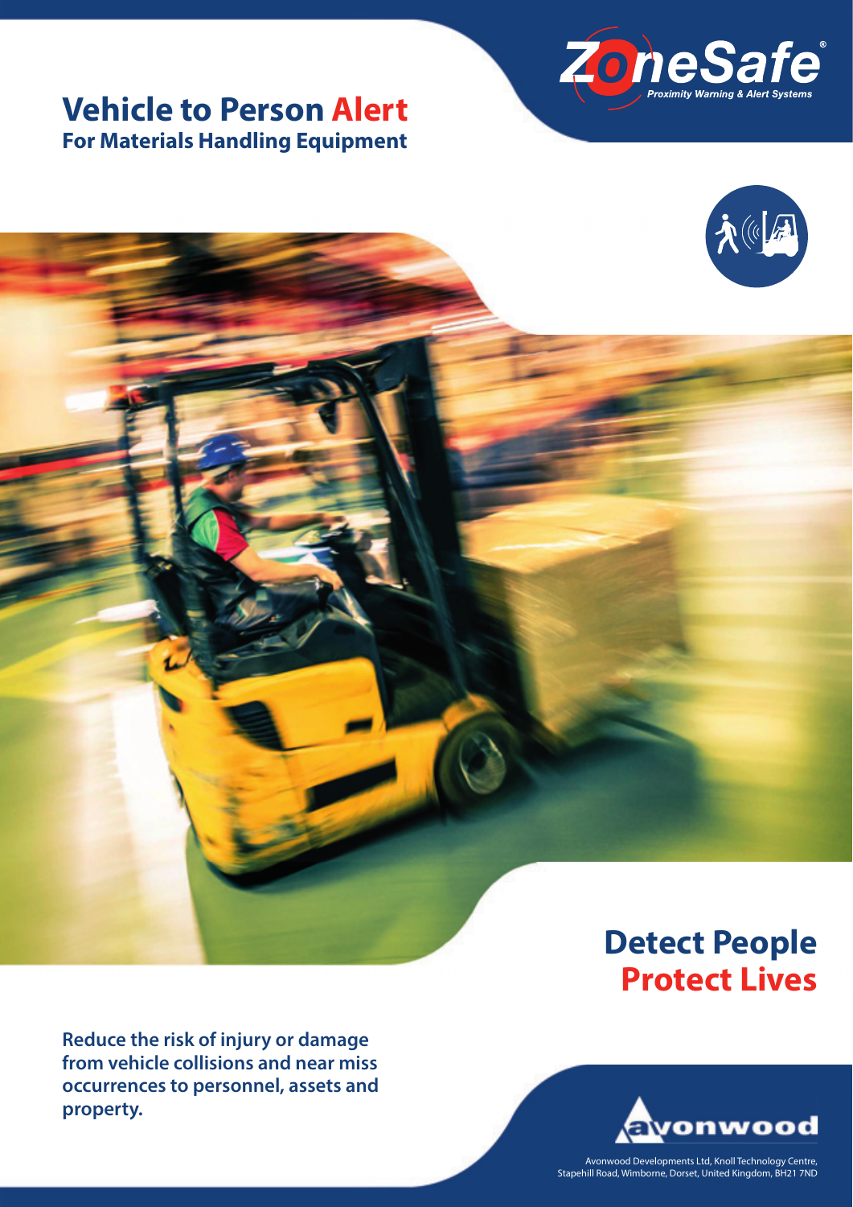# Vehicle to Person Alert

## For Materials Handling Equipment

ZoneSafe® Proximity Warning & Alert Systems

## Detect People Protect Lives

**Reduce the risk of injury or damage from vehicle collisions and near miss occurrences to personnel, assets and property.**

avonwood

Avonwood Developments Ltd, Knoll Technology Centre, Stapehill Road, Wimborne, Dorset, United Kingdom, BH21 7ND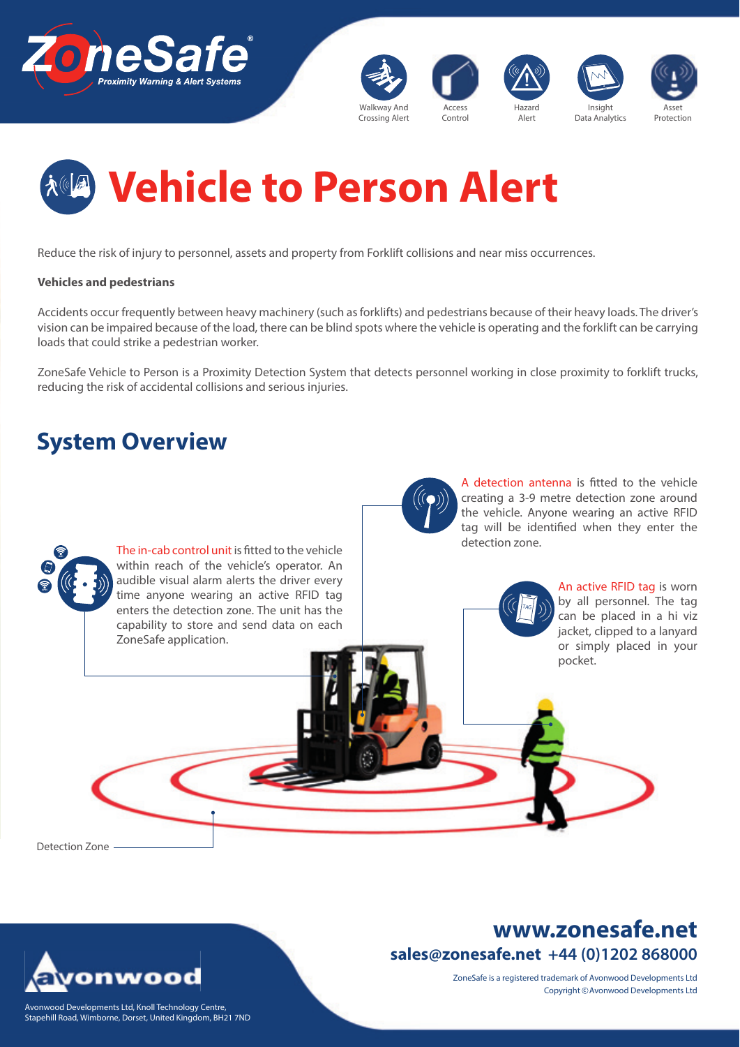ZoneSafe®
Proximity Warning & Alert Systems

Walkway And Crossing Alert
Access Control
Hazard Alert
Insight Data Analytics
Asset Protection

# Vehicle to Person Alert

Reduce the risk of injury to personnel, assets and property from Forklift collisions and near miss occurrences.

**Vehicles and pedestrians**

Accidents occur frequently between heavy machinery (such as forklifts) and pedestrians because of their heavy loads. The driver's vision can be impaired because of the load, there can be blind spots where the vehicle is operating and the forklift can be carrying loads that could strike a pedestrian worker.

ZoneSafe Vehicle to Person is a Proximity Detection System that detects personnel working in close proximity to forklift trucks, reducing the risk of accidental collisions and serious injuries.

## System Overview

A detection antenna is fitted to the vehicle creating a 3-9 metre detection zone around the vehicle. Anyone wearing an active RFID tag will be identified when they enter the detection zone.

The in-cab control unit is fitted to the vehicle within reach of the vehicle's operator. An audible visual alarm alerts the driver every time anyone wearing an active RFID tag enters the detection zone. The unit has the capability to store and send data on each ZoneSafe application.

An active RFID tag is worn by all personnel. The tag can be placed in a hi viz jacket, clipped to a lanyard or simply placed in your pocket.

Detection Zone

**www.zonesafe.net**

**sales@zonesafe.net +44 (0)1202 868000**

ZoneSafe is a registered trademark of Avonwood Developments Ltd
Copyright ©Avonwood Developments Ltd

avonwood

Avonwood Developments Ltd, Knoll Technology Centre, Stapehill Road, Wimborne, Dorset, United Kingdom, BH21 7ND